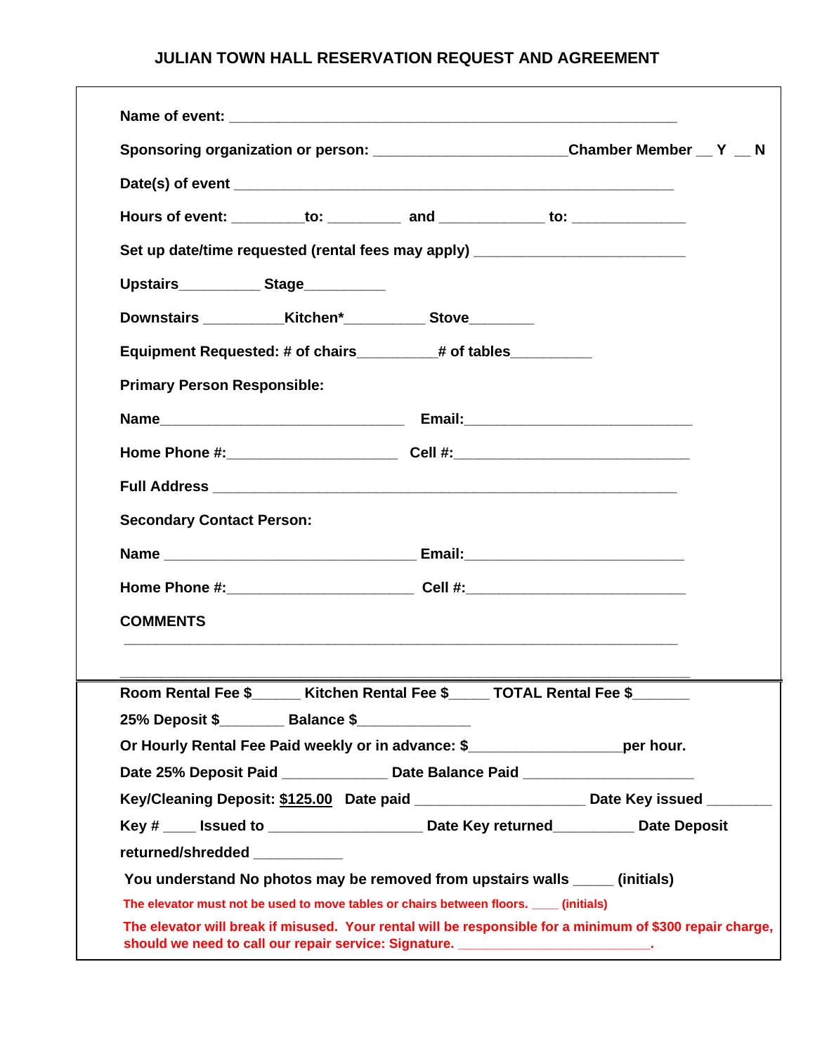# JULIAN TOWN HALL RESERVATION REQUEST AND AGREEMENT

**Name of event:** ____________________________________________________________

**Sponsoring organization or person:** _______________________**Chamber Member** __ **Y** __ **N**

**Date(s) of event** ____________________________________________________________

**Hours of event:** _________**to:** _________ **and** _____________ **to:** ______________

**Set up date/time requested (rental fees may apply)** __________________________

**Upstairs**__________ **Stage**__________

**Downstairs** __________**Kitchen***__________ **Stove**________

**Equipment Requested: # of chairs**__________**# of tables**__________

**Primary Person Responsible:**

**Name**________________________________ **Email:**____________________________

**Home Phone #:**______________________ **Cell #:**______________________________

**Full Address** ____________________________________________________________

**Secondary Contact Person:**

**Name** ________________________________ **Email:**___________________________

**Home Phone #:**________________________ **Cell #:**___________________________

**COMMENTS**

_______________________________________________________________________

_______________________________________________________________________

---

**Room Rental Fee $**______ **Kitchen Rental Fee $**_____ **TOTAL Rental Fee $**_______

**25% Deposit $**________ **Balance $**______________

**Or Hourly Rental Fee Paid weekly or in advance: $**___________________**per hour.**

**Date 25% Deposit Paid** _____________ **Date Balance Paid** _____________________

**Key/Cleaning Deposit: $125.00** **Date paid** _____________________ **Date Key issued** ________

**Key #** ____ **Issued to** ___________________ **Date Key returned**__________ **Date Deposit returned/shredded** ___________

**You understand No photos may be removed from upstairs walls** _____ **(initials)**

**The elevator must not be used to move tables or chairs between floors.** ____ **(initials)**

**The elevator will break if misused. Your rental will be responsible for a minimum of $300 repair charge, should we need to call our repair service: Signature.** _________________________.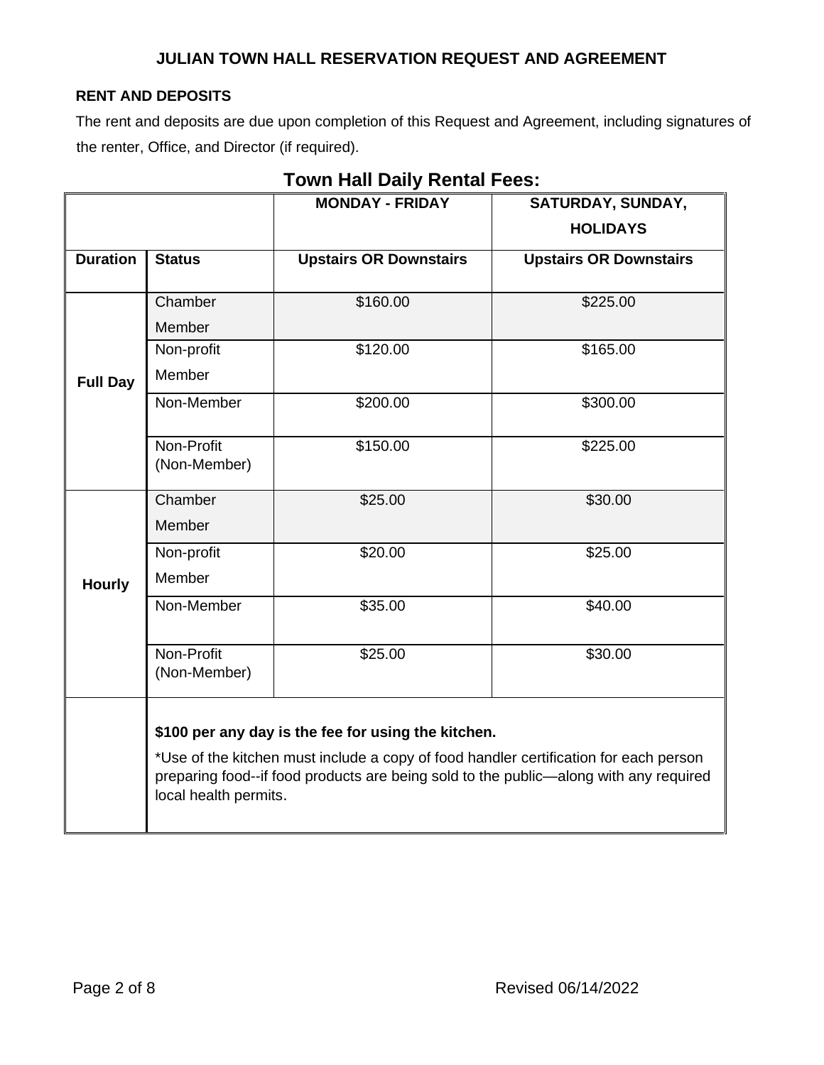# JULIAN TOWN HALL RESERVATION REQUEST AND AGREEMENT

**RENT AND DEPOSITS**

The rent and deposits are due upon completion of this Request and Agreement, including signatures of the renter, Office, and Director (if required).

## Town Hall Daily Rental Fees:

| | | **MONDAY - FRIDAY** | **SATURDAY, SUNDAY, HOLIDAYS** |
|---|---|---|---|
| **Duration** | **Status** | **Upstairs OR Downstairs** | **Upstairs OR Downstairs** |
| **Full Day** | Chamber Member | $160.00 | $225.00 |
| | Non-profit Member | $120.00 | $165.00 |
| | Non-Member | $200.00 | $300.00 |
| | Non-Profit (Non-Member) | $150.00 | $225.00 |
| **Hourly** | Chamber Member | $25.00 | $30.00 |
| | Non-profit Member | $20.00 | $25.00 |
| | Non-Member | $35.00 | $40.00 |
| | Non-Profit (Non-Member) | $25.00 | $30.00 |
| | **$100 per any day is the fee for using the kitchen.** *Use of the kitchen must include a copy of food handler certification for each person preparing food--if food products are being sold to the public—along with any required local health permits. | | |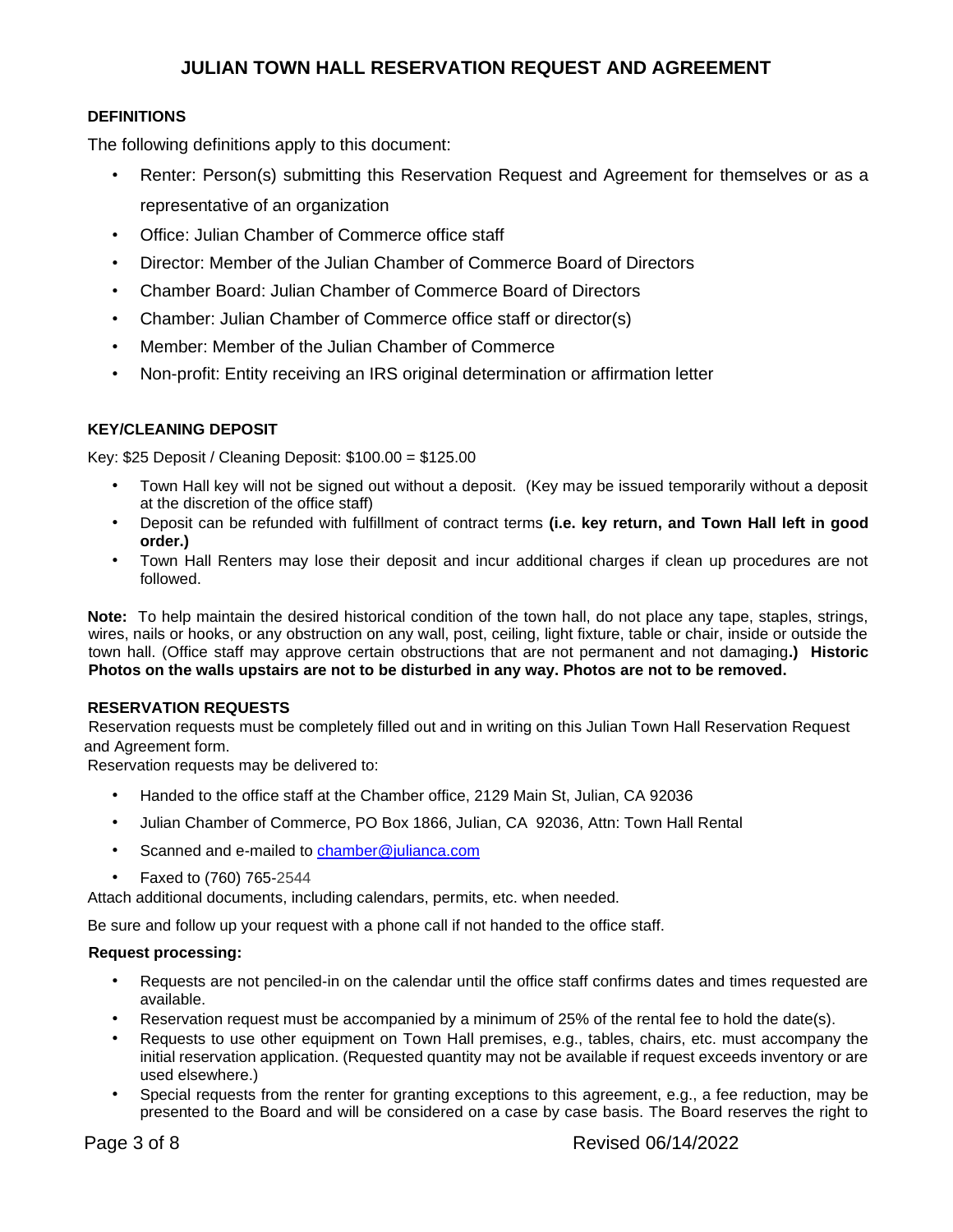# JULIAN TOWN HALL RESERVATION REQUEST AND AGREEMENT

## DEFINITIONS

The following definitions apply to this document:

- Renter: Person(s) submitting this Reservation Request and Agreement for themselves or as a representative of an organization
- Office: Julian Chamber of Commerce office staff
- Director: Member of the Julian Chamber of Commerce Board of Directors
- Chamber Board: Julian Chamber of Commerce Board of Directors
- Chamber: Julian Chamber of Commerce office staff or director(s)
- Member: Member of the Julian Chamber of Commerce
- Non-profit: Entity receiving an IRS original determination or affirmation letter

## KEY/CLEANING DEPOSIT

Key: $25 Deposit / Cleaning Deposit: $100.00 = $125.00

- Town Hall key will not be signed out without a deposit. (Key may be issued temporarily without a deposit at the discretion of the office staff)
- Deposit can be refunded with fulfillment of contract terms **(i.e. key return, and Town Hall left in good order.)**
- Town Hall Renters may lose their deposit and incur additional charges if clean up procedures are not followed.

**Note:** To help maintain the desired historical condition of the town hall, do not place any tape, staples, strings, wires, nails or hooks, or any obstruction on any wall, post, ceiling, light fixture, table or chair, inside or outside the town hall. (Office staff may approve certain obstructions that are not permanent and not damaging**.) Historic Photos on the walls upstairs are not to be disturbed in any way. Photos are not to be removed.**

## RESERVATION REQUESTS

Reservation requests must be completely filled out and in writing on this Julian Town Hall Reservation Request and Agreement form.

Reservation requests may be delivered to:

- Handed to the office staff at the Chamber office, 2129 Main St, Julian, CA 92036
- Julian Chamber of Commerce, PO Box 1866, Julian, CA 92036, Attn: Town Hall Rental
- Scanned and e-mailed to chamber@julianca.com
- Faxed to (760) 765-2544

Attach additional documents, including calendars, permits, etc. when needed.

Be sure and follow up your request with a phone call if not handed to the office staff.

**Request processing:**

- Requests are not penciled-in on the calendar until the office staff confirms dates and times requested are available.
- Reservation request must be accompanied by a minimum of 25% of the rental fee to hold the date(s).
- Requests to use other equipment on Town Hall premises, e.g., tables, chairs, etc. must accompany the initial reservation application. (Requested quantity may not be available if request exceeds inventory or are used elsewhere.)
- Special requests from the renter for granting exceptions to this agreement, e.g., a fee reduction, may be presented to the Board and will be considered on a case by case basis. The Board reserves the right to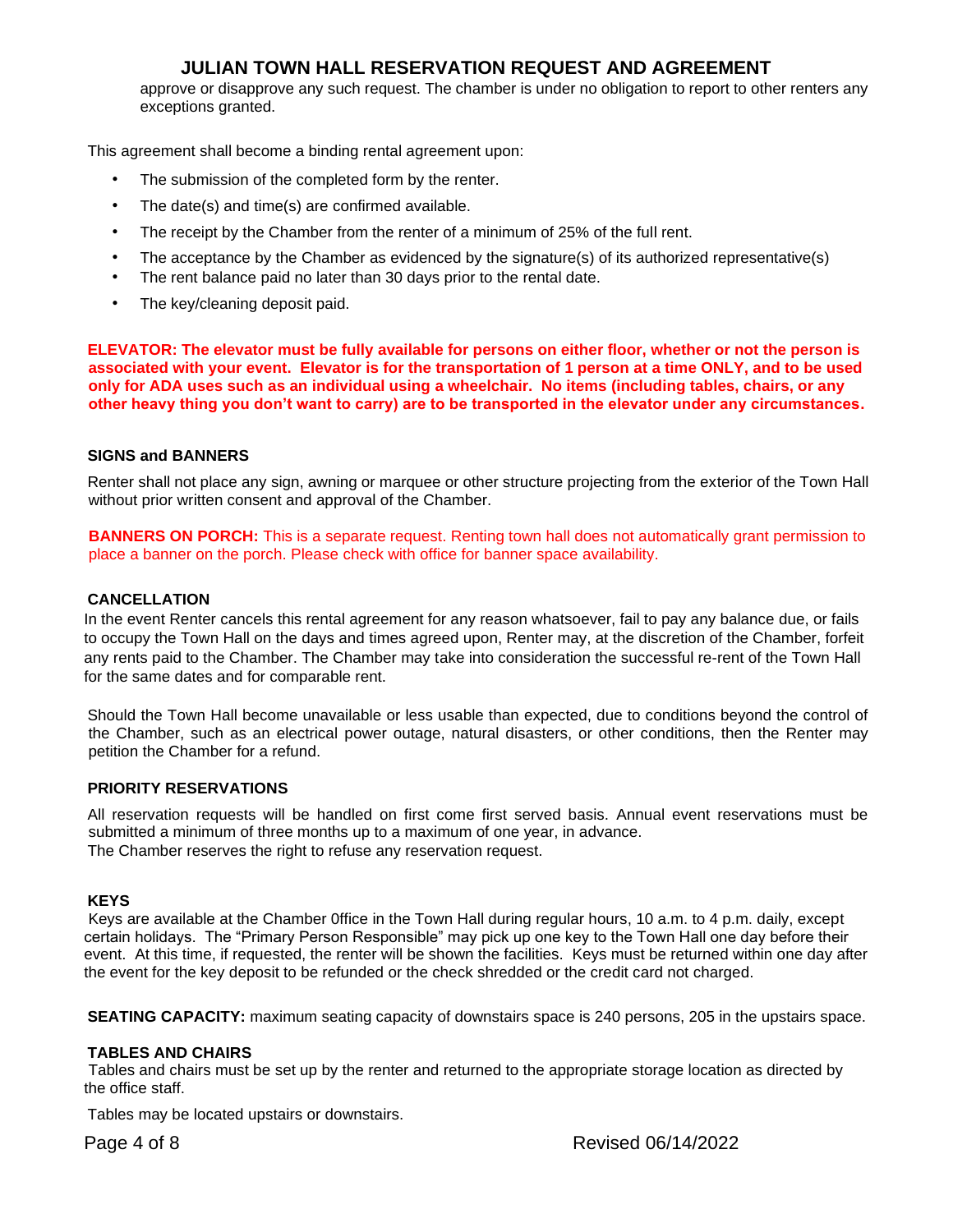approve or disapprove any such request. The chamber is under no obligation to report to other renters any exceptions granted.

This agreement shall become a binding rental agreement upon:

- The submission of the completed form by the renter.
- The date(s) and time(s) are confirmed available.
- The receipt by the Chamber from the renter of a minimum of 25% of the full rent.
- The acceptance by the Chamber as evidenced by the signature(s) of its authorized representative(s)
- The rent balance paid no later than 30 days prior to the rental date.
- The key/cleaning deposit paid.

**ELEVATOR: The elevator must be fully available for persons on either floor, whether or not the person is associated with your event. Elevator is for the transportation of 1 person at a time ONLY, and to be used only for ADA uses such as an individual using a wheelchair. No items (including tables, chairs, or any other heavy thing you don't want to carry) are to be transported in the elevator under any circumstances.**

**SIGNS and BANNERS**

Renter shall not place any sign, awning or marquee or other structure projecting from the exterior of the Town Hall without prior written consent and approval of the Chamber.

**BANNERS ON PORCH:** This is a separate request. Renting town hall does not automatically grant permission to place a banner on the porch. Please check with office for banner space availability.

**CANCELLATION**

In the event Renter cancels this rental agreement for any reason whatsoever, fail to pay any balance due, or fails to occupy the Town Hall on the days and times agreed upon, Renter may, at the discretion of the Chamber, forfeit any rents paid to the Chamber. The Chamber may take into consideration the successful re-rent of the Town Hall for the same dates and for comparable rent.

Should the Town Hall become unavailable or less usable than expected, due to conditions beyond the control of the Chamber, such as an electrical power outage, natural disasters, or other conditions, then the Renter may petition the Chamber for a refund.

**PRIORITY RESERVATIONS**

All reservation requests will be handled on first come first served basis. Annual event reservations must be submitted a minimum of three months up to a maximum of one year, in advance.
The Chamber reserves the right to refuse any reservation request.

**KEYS**

Keys are available at the Chamber 0ffice in the Town Hall during regular hours, 10 a.m. to 4 p.m. daily, except certain holidays. The "Primary Person Responsible" may pick up one key to the Town Hall one day before their event. At this time, if requested, the renter will be shown the facilities. Keys must be returned within one day after the event for the key deposit to be refunded or the check shredded or the credit card not charged.

**SEATING CAPACITY:** maximum seating capacity of downstairs space is 240 persons, 205 in the upstairs space.

**TABLES AND CHAIRS**

Tables and chairs must be set up by the renter and returned to the appropriate storage location as directed by the office staff.

Tables may be located upstairs or downstairs.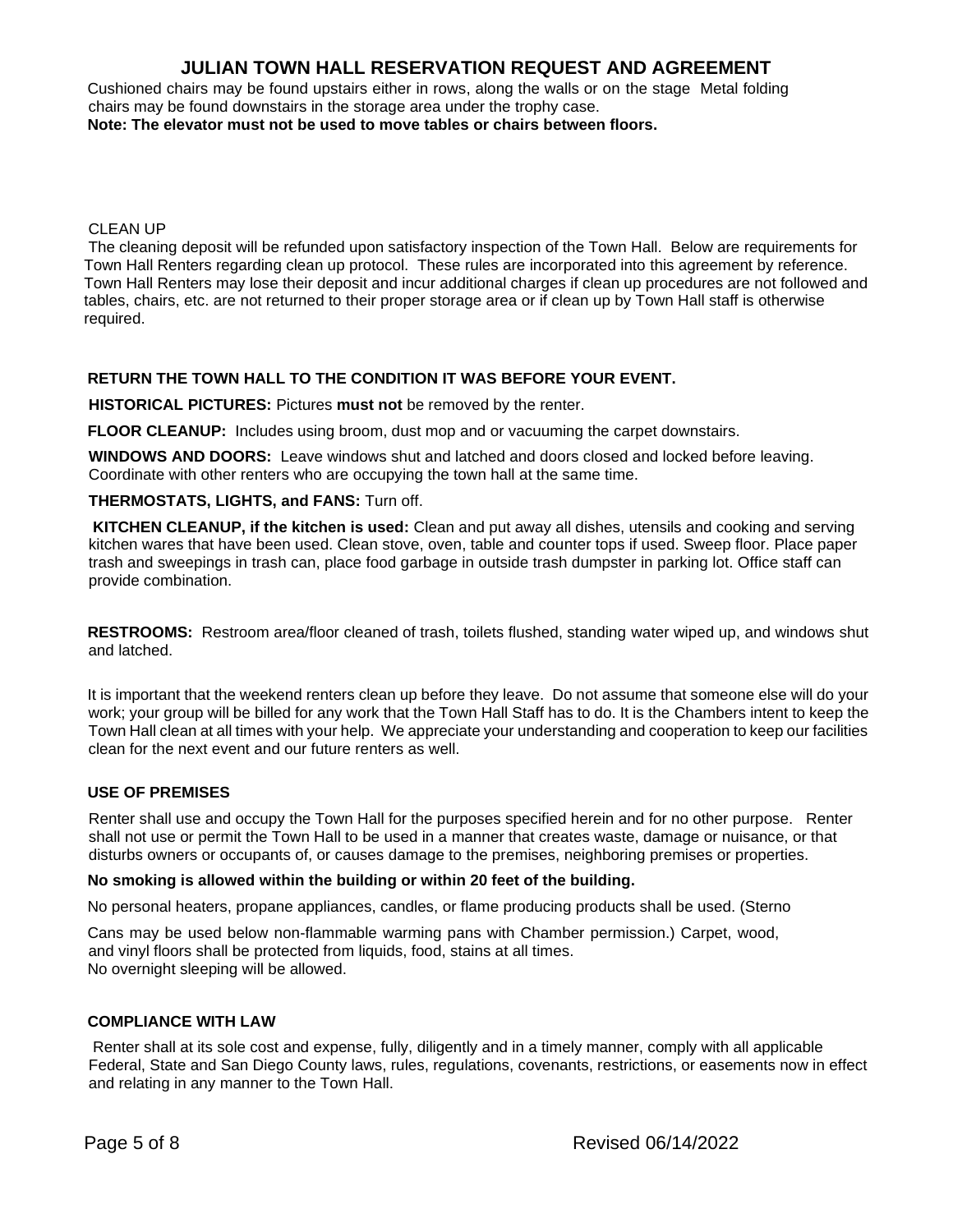# JULIAN TOWN HALL RESERVATION REQUEST AND AGREEMENT

Cushioned chairs may be found upstairs either in rows, along the walls or on the stage Metal folding chairs may be found downstairs in the storage area under the trophy case.

**Note: The elevator must not be used to move tables or chairs between floors.**

CLEAN UP

The cleaning deposit will be refunded upon satisfactory inspection of the Town Hall. Below are requirements for Town Hall Renters regarding clean up protocol. These rules are incorporated into this agreement by reference. Town Hall Renters may lose their deposit and incur additional charges if clean up procedures are not followed and tables, chairs, etc. are not returned to their proper storage area or if clean up by Town Hall staff is otherwise required.

**RETURN THE TOWN HALL TO THE CONDITION IT WAS BEFORE YOUR EVENT.**

**HISTORICAL PICTURES:** Pictures **must not** be removed by the renter.

**FLOOR CLEANUP:** Includes using broom, dust mop and or vacuuming the carpet downstairs.

**WINDOWS AND DOORS:** Leave windows shut and latched and doors closed and locked before leaving. Coordinate with other renters who are occupying the town hall at the same time.

**THERMOSTATS, LIGHTS, and FANS:** Turn off.

**KITCHEN CLEANUP, if the kitchen is used:** Clean and put away all dishes, utensils and cooking and serving kitchen wares that have been used. Clean stove, oven, table and counter tops if used. Sweep floor. Place paper trash and sweepings in trash can, place food garbage in outside trash dumpster in parking lot. Office staff can provide combination.

**RESTROOMS:** Restroom area/floor cleaned of trash, toilets flushed, standing water wiped up, and windows shut and latched.

It is important that the weekend renters clean up before they leave. Do not assume that someone else will do your work; your group will be billed for any work that the Town Hall Staff has to do. It is the Chambers intent to keep the Town Hall clean at all times with your help. We appreciate your understanding and cooperation to keep our facilities clean for the next event and our future renters as well.

**USE OF PREMISES**

Renter shall use and occupy the Town Hall for the purposes specified herein and for no other purpose. Renter shall not use or permit the Town Hall to be used in a manner that creates waste, damage or nuisance, or that disturbs owners or occupants of, or causes damage to the premises, neighboring premises or properties.

**No smoking is allowed within the building or within 20 feet of the building.**

No personal heaters, propane appliances, candles, or flame producing products shall be used. (Sterno Cans may be used below non-flammable warming pans with Chamber permission.) Carpet, wood, and vinyl floors shall be protected from liquids, food, stains at all times.

No overnight sleeping will be allowed.

**COMPLIANCE WITH LAW**

Renter shall at its sole cost and expense, fully, diligently and in a timely manner, comply with all applicable Federal, State and San Diego County laws, rules, regulations, covenants, restrictions, or easements now in effect and relating in any manner to the Town Hall.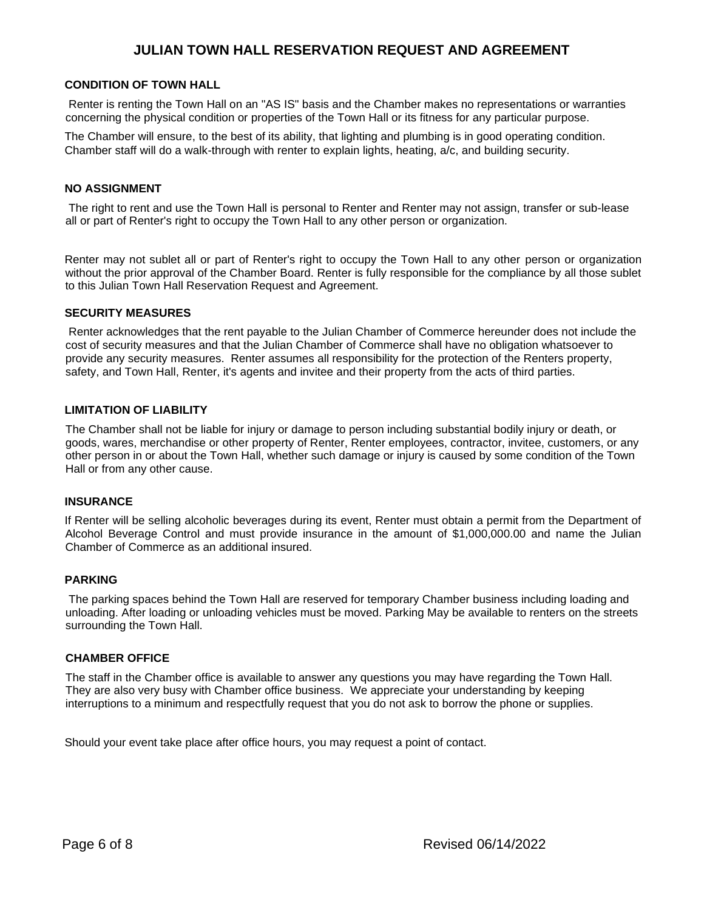# JULIAN TOWN HALL RESERVATION REQUEST AND AGREEMENT

## CONDITION OF TOWN HALL

Renter is renting the Town Hall on an "AS IS" basis and the Chamber makes no representations or warranties concerning the physical condition or properties of the Town Hall or its fitness for any particular purpose.

The Chamber will ensure, to the best of its ability, that lighting and plumbing is in good operating condition. Chamber staff will do a walk-through with renter to explain lights, heating, a/c, and building security.

## NO ASSIGNMENT

The right to rent and use the Town Hall is personal to Renter and Renter may not assign, transfer or sub-lease all or part of Renter's right to occupy the Town Hall to any other person or organization.

Renter may not sublet all or part of Renter's right to occupy the Town Hall to any other person or organization without the prior approval of the Chamber Board. Renter is fully responsible for the compliance by all those sublet to this Julian Town Hall Reservation Request and Agreement.

## SECURITY MEASURES

Renter acknowledges that the rent payable to the Julian Chamber of Commerce hereunder does not include the cost of security measures and that the Julian Chamber of Commerce shall have no obligation whatsoever to provide any security measures. Renter assumes all responsibility for the protection of the Renters property, safety, and Town Hall, Renter, it's agents and invitee and their property from the acts of third parties.

## LIMITATION OF LIABILITY

The Chamber shall not be liable for injury or damage to person including substantial bodily injury or death, or goods, wares, merchandise or other property of Renter, Renter employees, contractor, invitee, customers, or any other person in or about the Town Hall, whether such damage or injury is caused by some condition of the Town Hall or from any other cause.

## INSURANCE

If Renter will be selling alcoholic beverages during its event, Renter must obtain a permit from the Department of Alcohol Beverage Control and must provide insurance in the amount of $1,000,000.00 and name the Julian Chamber of Commerce as an additional insured.

## PARKING

The parking spaces behind the Town Hall are reserved for temporary Chamber business including loading and unloading. After loading or unloading vehicles must be moved. Parking May be available to renters on the streets surrounding the Town Hall.

## CHAMBER OFFICE

The staff in the Chamber office is available to answer any questions you may have regarding the Town Hall. They are also very busy with Chamber office business. We appreciate your understanding by keeping interruptions to a minimum and respectfully request that you do not ask to borrow the phone or supplies.

Should your event take place after office hours, you may request a point of contact.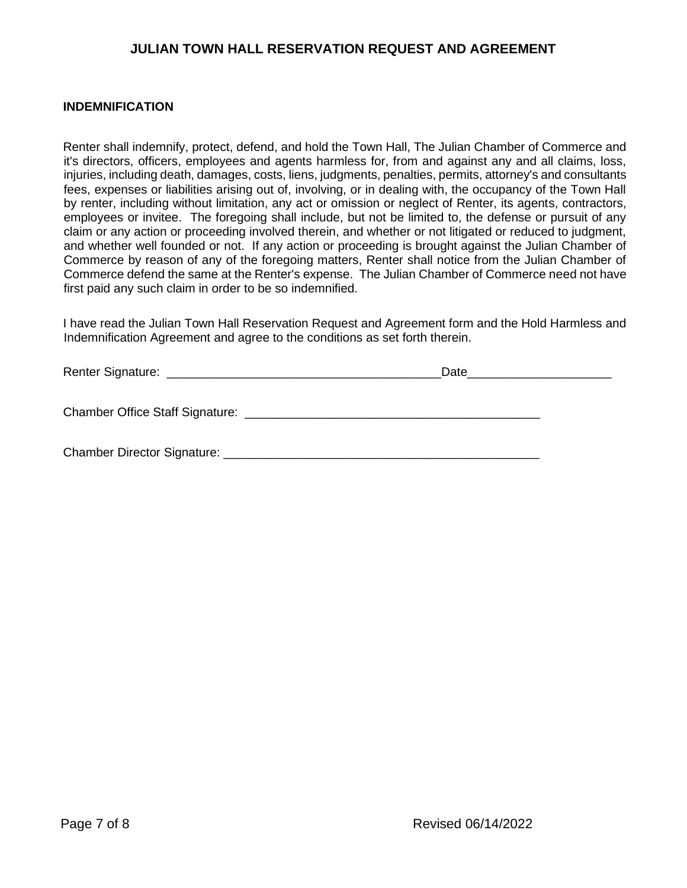**INDEMNIFICATION**

Renter shall indemnify, protect, defend, and hold the Town Hall, The Julian Chamber of Commerce and it's directors, officers, employees and agents harmless for, from and against any and all claims, loss, injuries, including death, damages, costs, liens, judgments, penalties, permits, attorney's and consultants fees, expenses or liabilities arising out of, involving, or in dealing with, the occupancy of the Town Hall by renter, including without limitation, any act or omission or neglect of Renter, its agents, contractors, employees or invitee. The foregoing shall include, but not be limited to, the defense or pursuit of any claim or any action or proceeding involved therein, and whether or not litigated or reduced to judgment, and whether well founded or not. If any action or proceeding is brought against the Julian Chamber of Commerce by reason of any of the foregoing matters, Renter shall notice from the Julian Chamber of Commerce defend the same at the Renter's expense. The Julian Chamber of Commerce need not have first paid any such claim in order to be so indemnified.

I have read the Julian Town Hall Reservation Request and Agreement form and the Hold Harmless and Indemnification Agreement and agree to the conditions as set forth therein.

Renter Signature: ________________________________________ Date_____________________

Chamber Office Staff Signature: ____________________________________________

Chamber Director Signature: _______________________________________________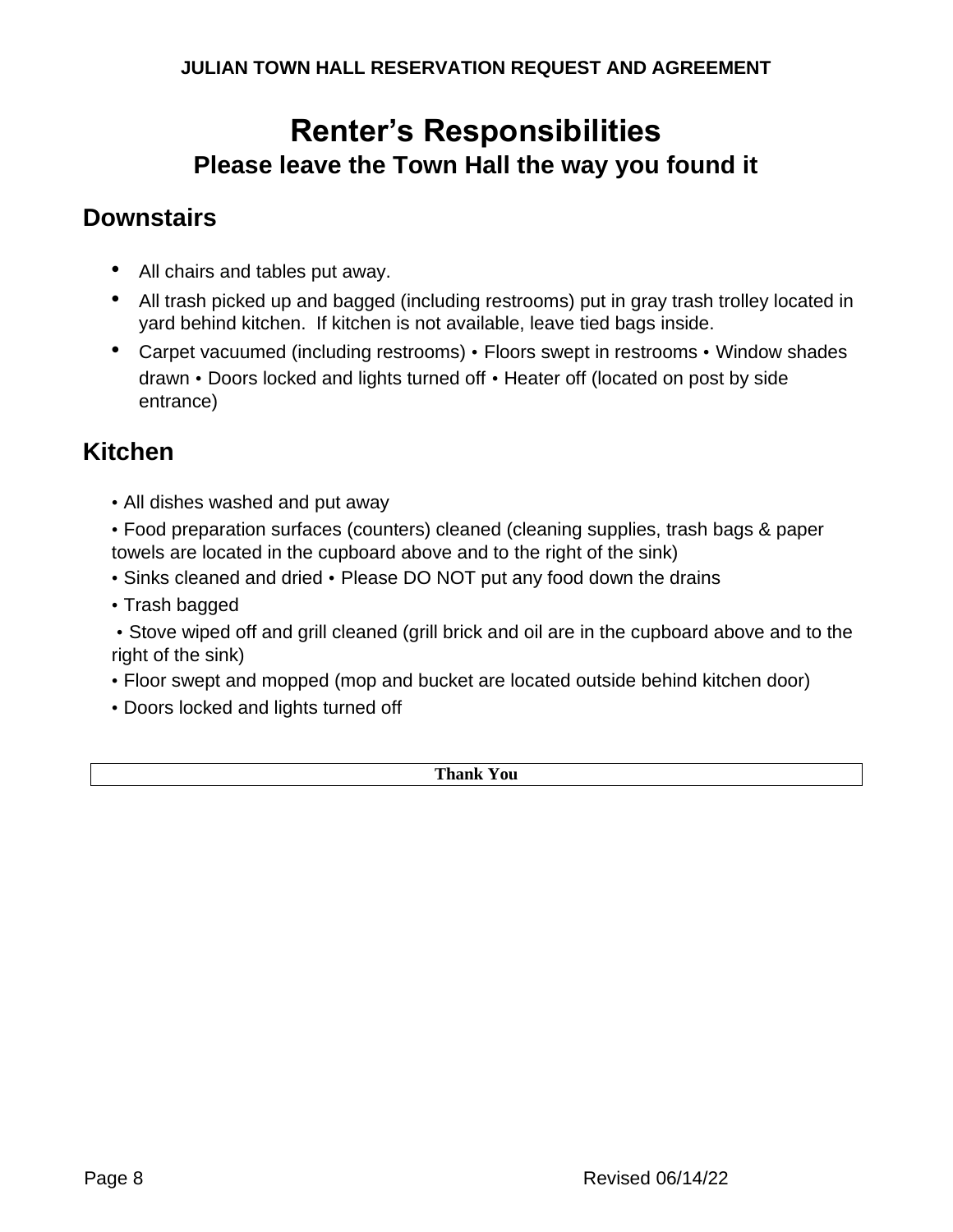# Renter's Responsibilities

## Please leave the Town Hall the way you found it

## Downstairs

- All chairs and tables put away.
- All trash picked up and bagged (including restrooms) put in gray trash trolley located in yard behind kitchen. If kitchen is not available, leave tied bags inside.
- Carpet vacuumed (including restrooms) • Floors swept in restrooms • Window shades drawn • Doors locked and lights turned off • Heater off (located on post by side entrance)

## Kitchen

- All dishes washed and put away
- Food preparation surfaces (counters) cleaned (cleaning supplies, trash bags & paper towels are located in the cupboard above and to the right of the sink)
- Sinks cleaned and dried • Please DO NOT put any food down the drains
- Trash bagged
- Stove wiped off and grill cleaned (grill brick and oil are in the cupboard above and to the right of the sink)
- Floor swept and mopped (mop and bucket are located outside behind kitchen door)
- Doors locked and lights turned off

| Thank You |
| --- |

Revised 06/14/22